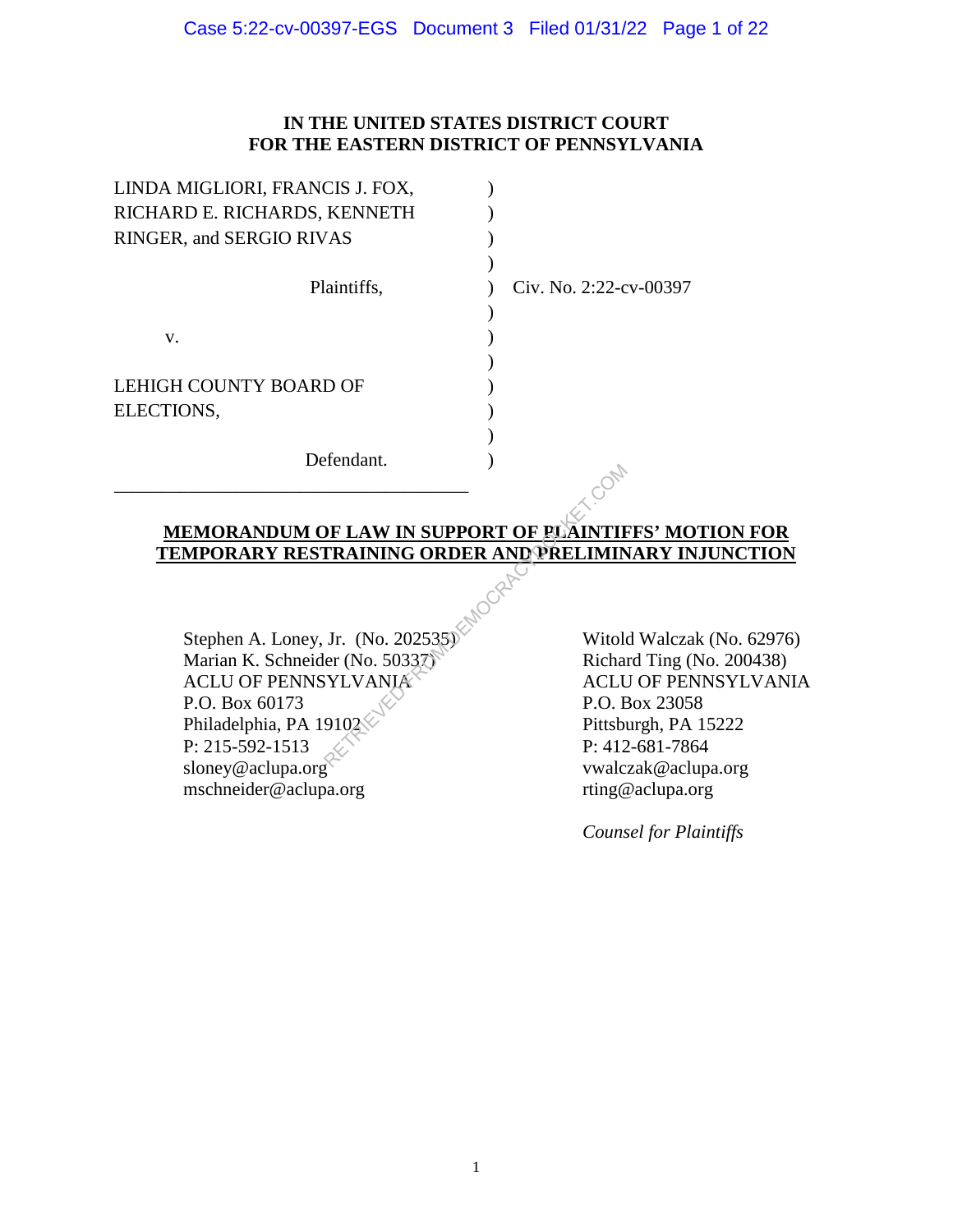**IN THE UNITED STATES DISTRICT COURT**
**FOR THE EASTERN DISTRICT OF PENNSYLVANIA**

LINDA MIGLIORI, FRANCIS J. FOX, RICHARD E. RICHARDS, KENNETH RINGER, and SERGIO RIVAS

Plaintiffs,

v.

LEHIGH COUNTY BOARD OF ELECTIONS,

Defendant.

Civ. No. 2:22-cv-00397

**MEMORANDUM OF LAW IN SUPPORT OF PLAINTIFFS' MOTION FOR TEMPORARY RESTRAINING ORDER AND PRELIMINARY INJUNCTION**

Stephen A. Loney, Jr. (No. 202535)
Marian K. Schneider (No. 50337)
ACLU OF PENNSYLVANIA
P.O. Box 60173
Philadelphia, PA 19102
P: 215-592-1513
sloney@aclupa.org
mschneider@aclupa.org

Witold Walczak (No. 62976)
Richard Ting (No. 200438)
ACLU OF PENNSYLVANIA
P.O. Box 23058
Pittsburgh, PA 15222
P: 412-681-7864
vwalczak@aclupa.org
rting@aclupa.org

*Counsel for Plaintiffs*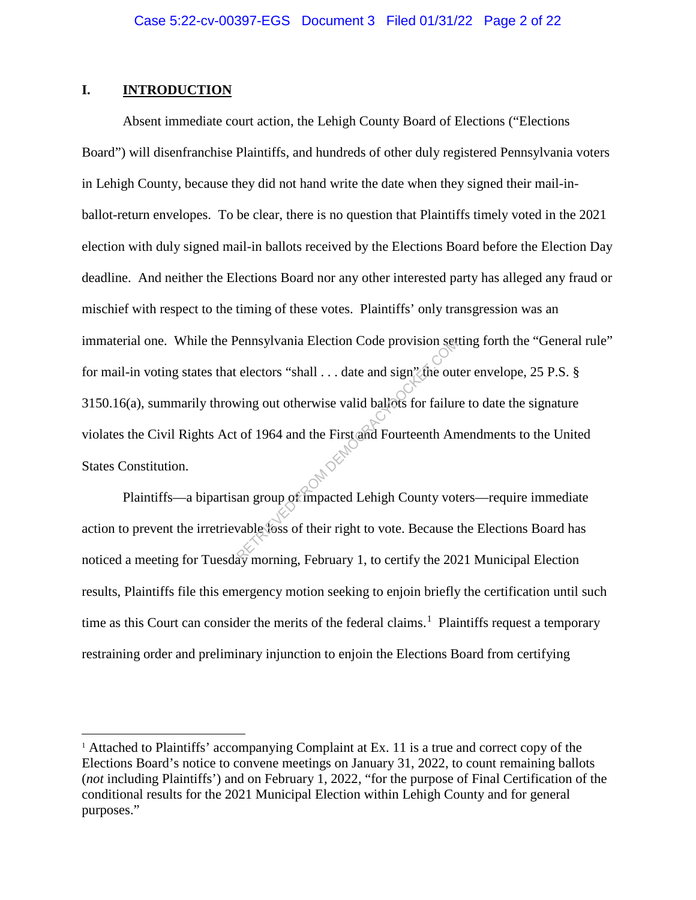## I. INTRODUCTION

Absent immediate court action, the Lehigh County Board of Elections ("Elections Board") will disenfranchise Plaintiffs, and hundreds of other duly registered Pennsylvania voters in Lehigh County, because they did not hand write the date when they signed their mail-in-ballot-return envelopes. To be clear, there is no question that Plaintiffs timely voted in the 2021 election with duly signed mail-in ballots received by the Elections Board before the Election Day deadline. And neither the Elections Board nor any other interested party has alleged any fraud or mischief with respect to the timing of these votes. Plaintiffs' only transgression was an immaterial one. While the Pennsylvania Election Code provision setting forth the "General rule" for mail-in voting states that electors "shall . . . date and sign" the outer envelope, 25 P.S. § 3150.16(a), summarily throwing out otherwise valid ballots for failure to date the signature violates the Civil Rights Act of 1964 and the First and Fourteenth Amendments to the United States Constitution.

Plaintiffs—a bipartisan group of impacted Lehigh County voters—require immediate action to prevent the irretrievable loss of their right to vote. Because the Elections Board has noticed a meeting for Tuesday morning, February 1, to certify the 2021 Municipal Election results, Plaintiffs file this emergency motion seeking to enjoin briefly the certification until such time as this Court can consider the merits of the federal claims.[1] Plaintiffs request a temporary restraining order and preliminary injunction to enjoin the Elections Board from certifying

---

[1] Attached to Plaintiffs' accompanying Complaint at Ex. 11 is a true and correct copy of the Elections Board's notice to convene meetings on January 31, 2022, to count remaining ballots (*not* including Plaintiffs') and on February 1, 2022, "for the purpose of Final Certification of the conditional results for the 2021 Municipal Election within Lehigh County and for general purposes."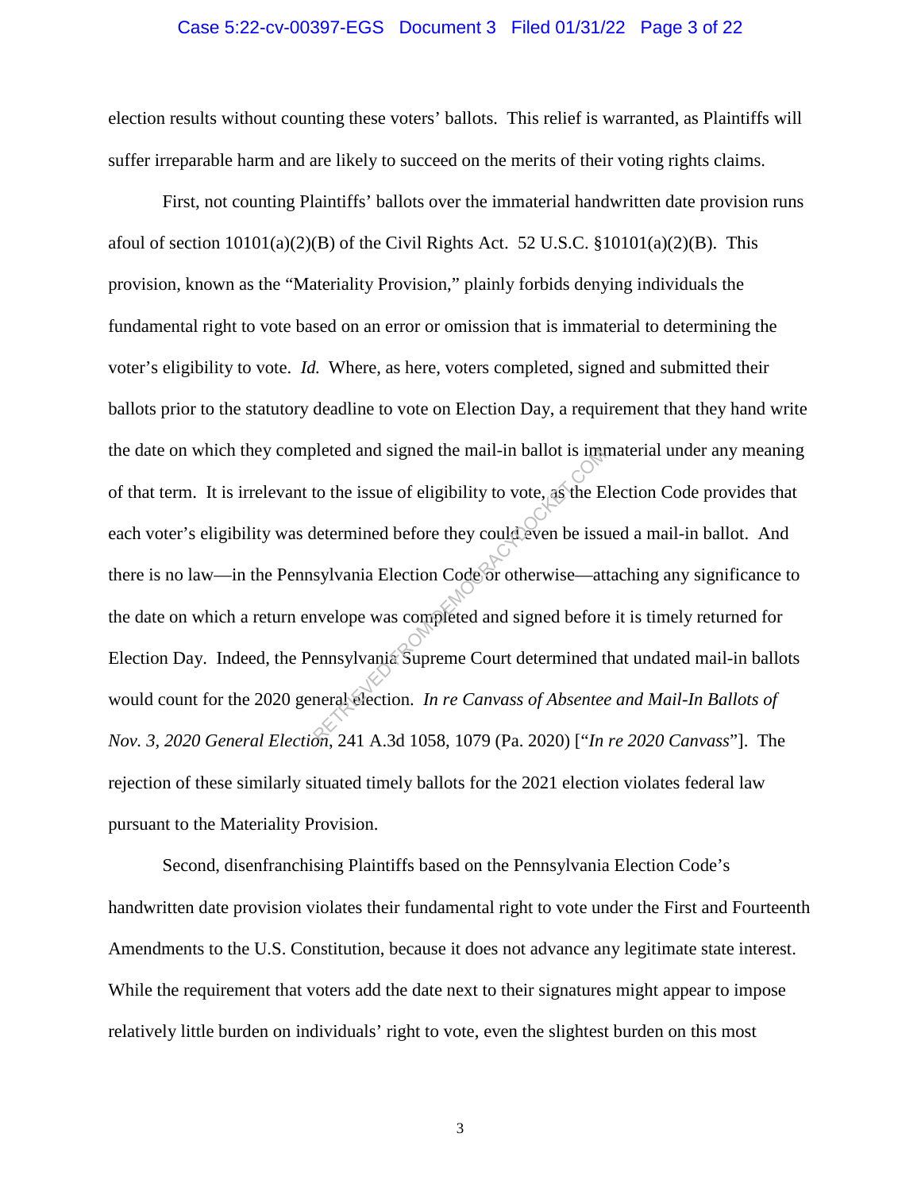election results without counting these voters' ballots. This relief is warranted, as Plaintiffs will suffer irreparable harm and are likely to succeed on the merits of their voting rights claims.

First, not counting Plaintiffs' ballots over the immaterial handwritten date provision runs afoul of section 10101(a)(2)(B) of the Civil Rights Act. 52 U.S.C. §10101(a)(2)(B). This provision, known as the "Materiality Provision," plainly forbids denying individuals the fundamental right to vote based on an error or omission that is immaterial to determining the voter's eligibility to vote. *Id.* Where, as here, voters completed, signed and submitted their ballots prior to the statutory deadline to vote on Election Day, a requirement that they hand write the date on which they completed and signed the mail-in ballot is immaterial under any meaning of that term. It is irrelevant to the issue of eligibility to vote, as the Election Code provides that each voter's eligibility was determined before they could even be issued a mail-in ballot. And there is no law—in the Pennsylvania Election Code or otherwise—attaching any significance to the date on which a return envelope was completed and signed before it is timely returned for Election Day. Indeed, the Pennsylvania Supreme Court determined that undated mail-in ballots would count for the 2020 general election. *In re Canvass of Absentee and Mail-In Ballots of Nov. 3, 2020 General Election*, 241 A.3d 1058, 1079 (Pa. 2020) ["*In re 2020 Canvass*"]. The rejection of these similarly situated timely ballots for the 2021 election violates federal law pursuant to the Materiality Provision.

Second, disenfranchising Plaintiffs based on the Pennsylvania Election Code's handwritten date provision violates their fundamental right to vote under the First and Fourteenth Amendments to the U.S. Constitution, because it does not advance any legitimate state interest. While the requirement that voters add the date next to their signatures might appear to impose relatively little burden on individuals' right to vote, even the slightest burden on this most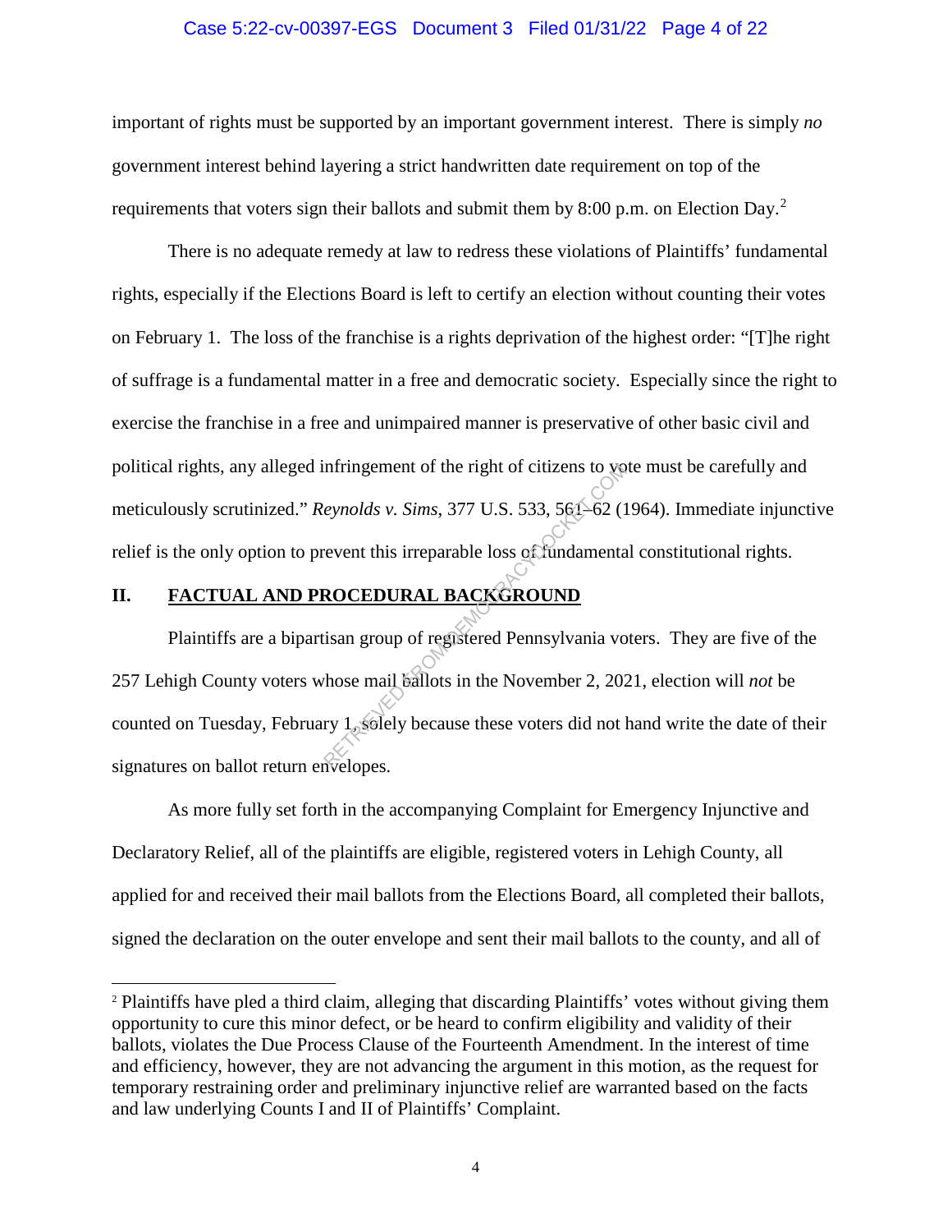important of rights must be supported by an important government interest. There is simply *no* government interest behind layering a strict handwritten date requirement on top of the requirements that voters sign their ballots and submit them by 8:00 p.m. on Election Day.[2]

There is no adequate remedy at law to redress these violations of Plaintiffs' fundamental rights, especially if the Elections Board is left to certify an election without counting their votes on February 1. The loss of the franchise is a rights deprivation of the highest order: "[T]he right of suffrage is a fundamental matter in a free and democratic society. Especially since the right to exercise the franchise in a free and unimpaired manner is preservative of other basic civil and political rights, any alleged infringement of the right of citizens to vote must be carefully and meticulously scrutinized." *Reynolds v. Sims*, 377 U.S. 533, 561–62 (1964). Immediate injunctive relief is the only option to prevent this irreparable loss of fundamental constitutional rights.

## II. FACTUAL AND PROCEDURAL BACKGROUND

Plaintiffs are a bipartisan group of registered Pennsylvania voters. They are five of the 257 Lehigh County voters whose mail ballots in the November 2, 2021, election will *not* be counted on Tuesday, February 1, solely because these voters did not hand write the date of their signatures on ballot return envelopes.

As more fully set forth in the accompanying Complaint for Emergency Injunctive and Declaratory Relief, all of the plaintiffs are eligible, registered voters in Lehigh County, all applied for and received their mail ballots from the Elections Board, all completed their ballots, signed the declaration on the outer envelope and sent their mail ballots to the county, and all of

[2] Plaintiffs have pled a third claim, alleging that discarding Plaintiffs' votes without giving them opportunity to cure this minor defect, or be heard to confirm eligibility and validity of their ballots, violates the Due Process Clause of the Fourteenth Amendment. In the interest of time and efficiency, however, they are not advancing the argument in this motion, as the request for temporary restraining order and preliminary injunctive relief are warranted based on the facts and law underlying Counts I and II of Plaintiffs' Complaint.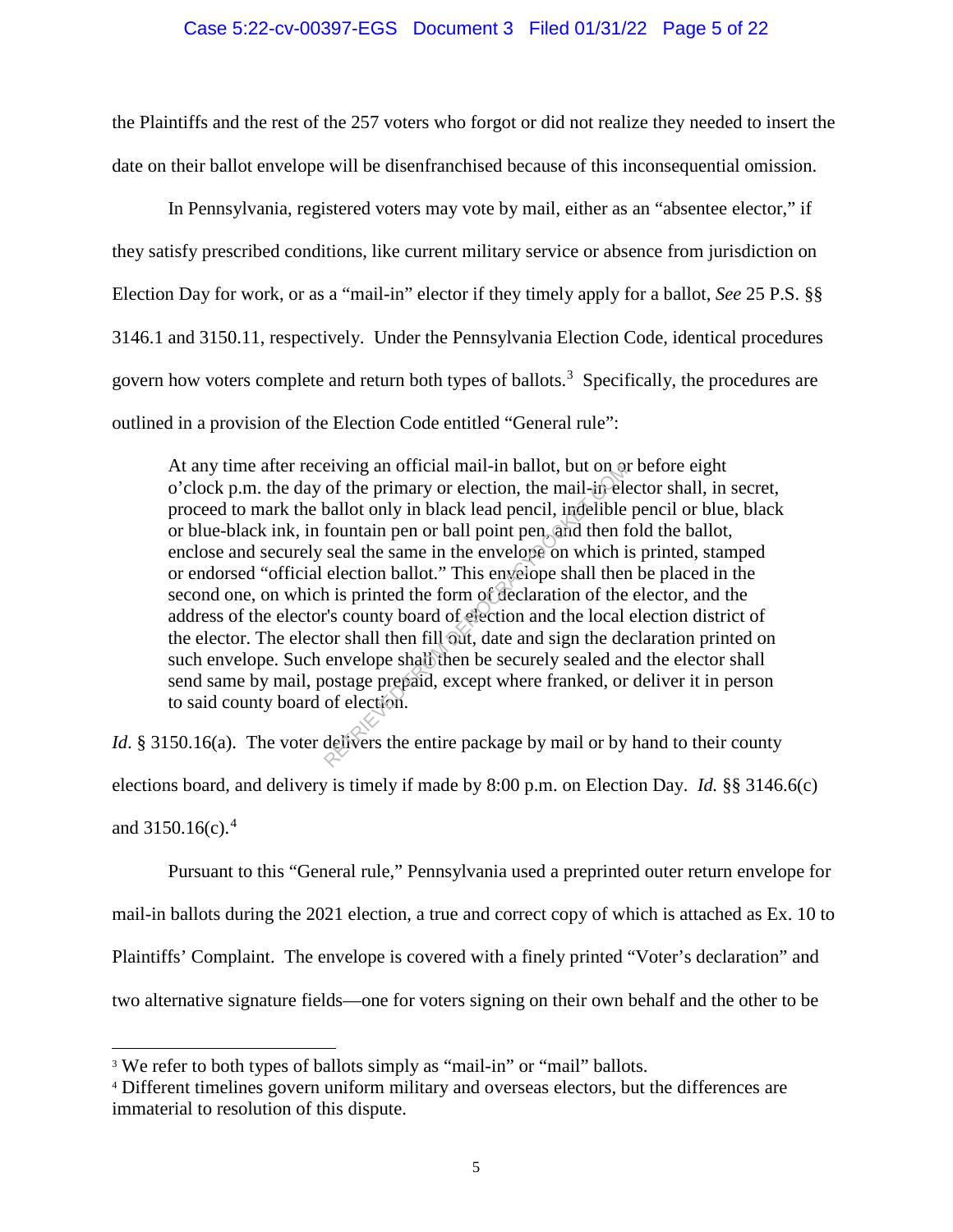the Plaintiffs and the rest of the 257 voters who forgot or did not realize they needed to insert the date on their ballot envelope will be disenfranchised because of this inconsequential omission.

In Pennsylvania, registered voters may vote by mail, either as an "absentee elector," if they satisfy prescribed conditions, like current military service or absence from jurisdiction on Election Day for work, or as a "mail-in" elector if they timely apply for a ballot, *See* 25 P.S. §§ 3146.1 and 3150.11, respectively. Under the Pennsylvania Election Code, identical procedures govern how voters complete and return both types of ballots.[3] Specifically, the procedures are outlined in a provision of the Election Code entitled "General rule":

> At any time after receiving an official mail-in ballot, but on or before eight o'clock p.m. the day of the primary or election, the mail-in elector shall, in secret, proceed to mark the ballot only in black lead pencil, indelible pencil or blue, black or blue-black ink, in fountain pen or ball point pen, and then fold the ballot, enclose and securely seal the same in the envelope on which is printed, stamped or endorsed "official election ballot." This envelope shall then be placed in the second one, on which is printed the form of declaration of the elector, and the address of the elector's county board of election and the local election district of the elector. The elector shall then fill out, date and sign the declaration printed on such envelope. Such envelope shall then be securely sealed and the elector shall send same by mail, postage prepaid, except where franked, or deliver it in person to said county board of election.

*Id.* § 3150.16(a). The voter delivers the entire package by mail or by hand to their county elections board, and delivery is timely if made by 8:00 p.m. on Election Day. *Id.* §§ 3146.6(c) and 3150.16(c).[4]

Pursuant to this "General rule," Pennsylvania used a preprinted outer return envelope for mail-in ballots during the 2021 election, a true and correct copy of which is attached as Ex. 10 to Plaintiffs' Complaint. The envelope is covered with a finely printed "Voter's declaration" and two alternative signature fields—one for voters signing on their own behalf and the other to be

---

[3] We refer to both types of ballots simply as "mail-in" or "mail" ballots.

[4] Different timelines govern uniform military and overseas electors, but the differences are immaterial to resolution of this dispute.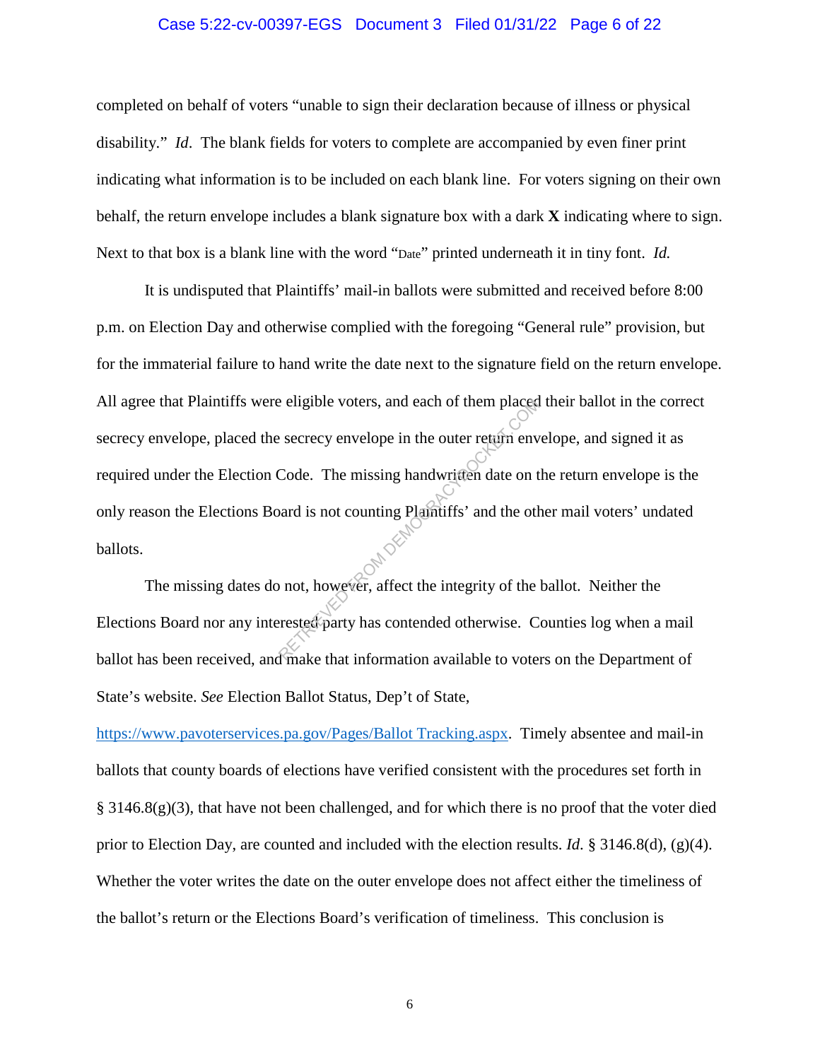completed on behalf of voters "unable to sign their declaration because of illness or physical disability." *Id*. The blank fields for voters to complete are accompanied by even finer print indicating what information is to be included on each blank line. For voters signing on their own behalf, the return envelope includes a blank signature box with a dark **X** indicating where to sign. Next to that box is a blank line with the word "Date" printed underneath it in tiny font. *Id.*

It is undisputed that Plaintiffs' mail-in ballots were submitted and received before 8:00 p.m. on Election Day and otherwise complied with the foregoing "General rule" provision, but for the immaterial failure to hand write the date next to the signature field on the return envelope. All agree that Plaintiffs were eligible voters, and each of them placed their ballot in the correct secrecy envelope, placed the secrecy envelope in the outer return envelope, and signed it as required under the Election Code. The missing handwritten date on the return envelope is the only reason the Elections Board is not counting Plaintiffs' and the other mail voters' undated ballots.

The missing dates do not, however, affect the integrity of the ballot. Neither the Elections Board nor any interested party has contended otherwise. Counties log when a mail ballot has been received, and make that information available to voters on the Department of State's website. *See* Election Ballot Status, Dep't of State, https://www.pavoterservices.pa.gov/Pages/Ballot Tracking.aspx. Timely absentee and mail-in ballots that county boards of elections have verified consistent with the procedures set forth in § 3146.8(g)(3), that have not been challenged, and for which there is no proof that the voter died prior to Election Day, are counted and included with the election results. *Id*. § 3146.8(d), (g)(4). Whether the voter writes the date on the outer envelope does not affect either the timeliness of the ballot's return or the Elections Board's verification of timeliness. This conclusion is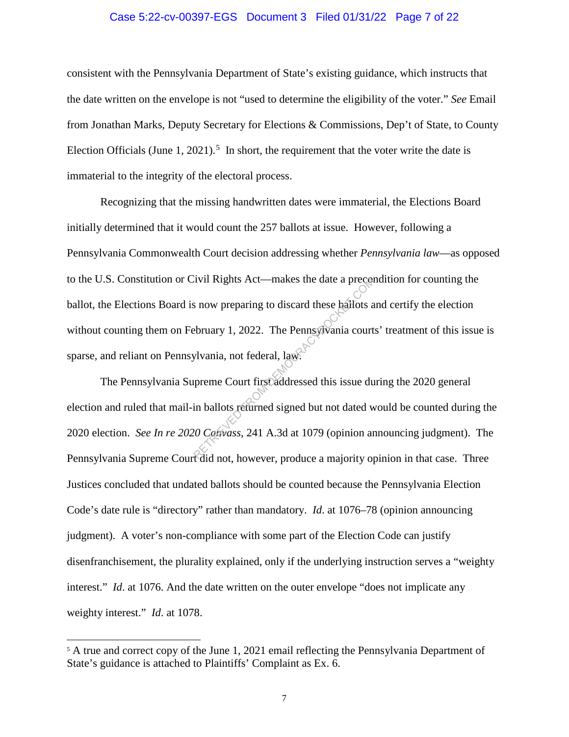consistent with the Pennsylvania Department of State's existing guidance, which instructs that the date written on the envelope is not "used to determine the eligibility of the voter." *See* Email from Jonathan Marks, Deputy Secretary for Elections & Commissions, Dep't of State, to County Election Officials (June 1, 2021).[5] In short, the requirement that the voter write the date is immaterial to the integrity of the electoral process.

Recognizing that the missing handwritten dates were immaterial, the Elections Board initially determined that it would count the 257 ballots at issue. However, following a Pennsylvania Commonwealth Court decision addressing whether *Pennsylvania law*—as opposed to the U.S. Constitution or Civil Rights Act—makes the date a precondition for counting the ballot, the Elections Board is now preparing to discard these ballots and certify the election without counting them on February 1, 2022. The Pennsylvania courts' treatment of this issue is sparse, and reliant on Pennsylvania, not federal, law.

The Pennsylvania Supreme Court first addressed this issue during the 2020 general election and ruled that mail-in ballots returned signed but not dated would be counted during the 2020 election. *See In re 2020 Canvass*, 241 A.3d at 1079 (opinion announcing judgment). The Pennsylvania Supreme Court did not, however, produce a majority opinion in that case. Three Justices concluded that undated ballots should be counted because the Pennsylvania Election Code's date rule is "directory" rather than mandatory. *Id.* at 1076–78 (opinion announcing judgment). A voter's non-compliance with some part of the Election Code can justify disenfranchisement, the plurality explained, only if the underlying instruction serves a "weighty interest." *Id.* at 1076. And the date written on the outer envelope "does not implicate any weighty interest." *Id.* at 1078.

---

[5] A true and correct copy of the June 1, 2021 email reflecting the Pennsylvania Department of State's guidance is attached to Plaintiffs' Complaint as Ex. 6.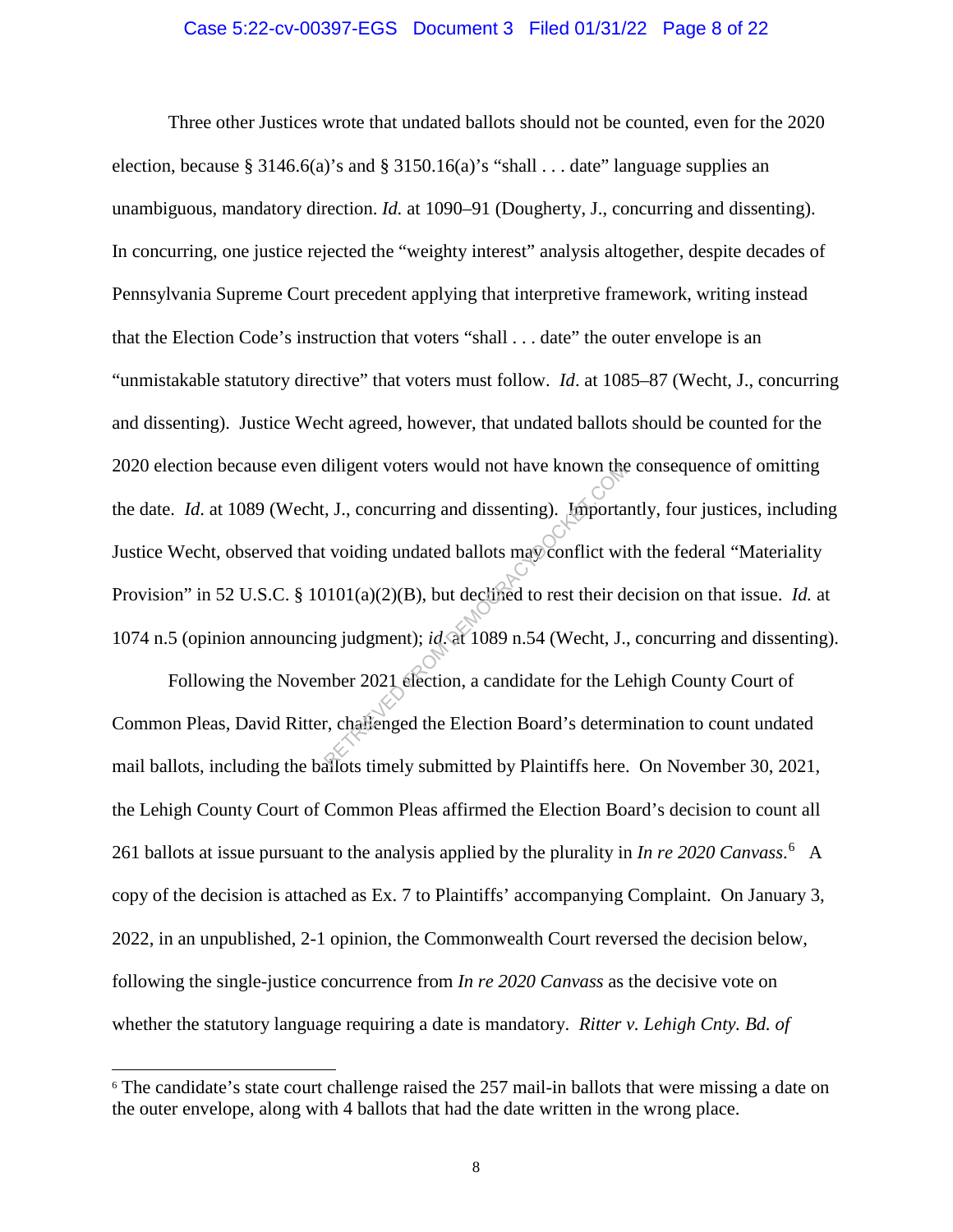Three other Justices wrote that undated ballots should not be counted, even for the 2020 election, because § 3146.6(a)'s and § 3150.16(a)'s "shall . . . date" language supplies an unambiguous, mandatory direction. *Id.* at 1090–91 (Dougherty, J., concurring and dissenting). In concurring, one justice rejected the "weighty interest" analysis altogether, despite decades of Pennsylvania Supreme Court precedent applying that interpretive framework, writing instead that the Election Code's instruction that voters "shall . . . date" the outer envelope is an "unmistakable statutory directive" that voters must follow. *Id*. at 1085–87 (Wecht, J., concurring and dissenting). Justice Wecht agreed, however, that undated ballots should be counted for the 2020 election because even diligent voters would not have known the consequence of omitting the date. *Id*. at 1089 (Wecht, J., concurring and dissenting). Importantly, four justices, including Justice Wecht, observed that voiding undated ballots may conflict with the federal "Materiality Provision" in 52 U.S.C. § 10101(a)(2)(B), but declined to rest their decision on that issue. *Id.* at 1074 n.5 (opinion announcing judgment); *id.* at 1089 n.54 (Wecht, J., concurring and dissenting).

Following the November 2021 election, a candidate for the Lehigh County Court of Common Pleas, David Ritter, challenged the Election Board's determination to count undated mail ballots, including the ballots timely submitted by Plaintiffs here. On November 30, 2021, the Lehigh County Court of Common Pleas affirmed the Election Board's decision to count all 261 ballots at issue pursuant to the analysis applied by the plurality in *In re 2020 Canvass*.[6] A copy of the decision is attached as Ex. 7 to Plaintiffs' accompanying Complaint. On January 3, 2022, in an unpublished, 2-1 opinion, the Commonwealth Court reversed the decision below, following the single-justice concurrence from *In re 2020 Canvass* as the decisive vote on whether the statutory language requiring a date is mandatory. *Ritter v. Lehigh Cnty. Bd. of*

[6] The candidate's state court challenge raised the 257 mail-in ballots that were missing a date on the outer envelope, along with 4 ballots that had the date written in the wrong place.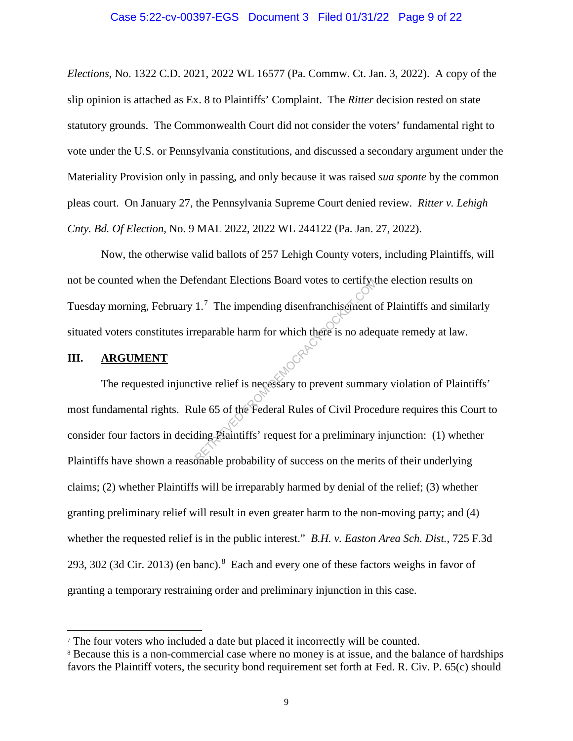*Elections*, No. 1322 C.D. 2021, 2022 WL 16577 (Pa. Commw. Ct. Jan. 3, 2022). A copy of the slip opinion is attached as Ex. 8 to Plaintiffs' Complaint. The *Ritter* decision rested on state statutory grounds. The Commonwealth Court did not consider the voters' fundamental right to vote under the U.S. or Pennsylvania constitutions, and discussed a secondary argument under the Materiality Provision only in passing, and only because it was raised *sua sponte* by the common pleas court. On January 27, the Pennsylvania Supreme Court denied review. *Ritter v. Lehigh Cnty. Bd. Of Election*, No. 9 MAL 2022, 2022 WL 244122 (Pa. Jan. 27, 2022).

Now, the otherwise valid ballots of 257 Lehigh County voters, including Plaintiffs, will not be counted when the Defendant Elections Board votes to certify the election results on Tuesday morning, February 1.[7] The impending disenfranchisement of Plaintiffs and similarly situated voters constitutes irreparable harm for which there is no adequate remedy at law.

## III. ARGUMENT

The requested injunctive relief is necessary to prevent summary violation of Plaintiffs' most fundamental rights. Rule 65 of the Federal Rules of Civil Procedure requires this Court to consider four factors in deciding Plaintiffs' request for a preliminary injunction: (1) whether Plaintiffs have shown a reasonable probability of success on the merits of their underlying claims; (2) whether Plaintiffs will be irreparably harmed by denial of the relief; (3) whether granting preliminary relief will result in even greater harm to the non-moving party; and (4) whether the requested relief is in the public interest." *B.H. v. Easton Area Sch. Dist.*, 725 F.3d 293, 302 (3d Cir. 2013) (en banc).[8] Each and every one of these factors weighs in favor of granting a temporary restraining order and preliminary injunction in this case.

---

[7] The four voters who included a date but placed it incorrectly will be counted.

[8] Because this is a non-commercial case where no money is at issue, and the balance of hardships favors the Plaintiff voters, the security bond requirement set forth at Fed. R. Civ. P. 65(c) should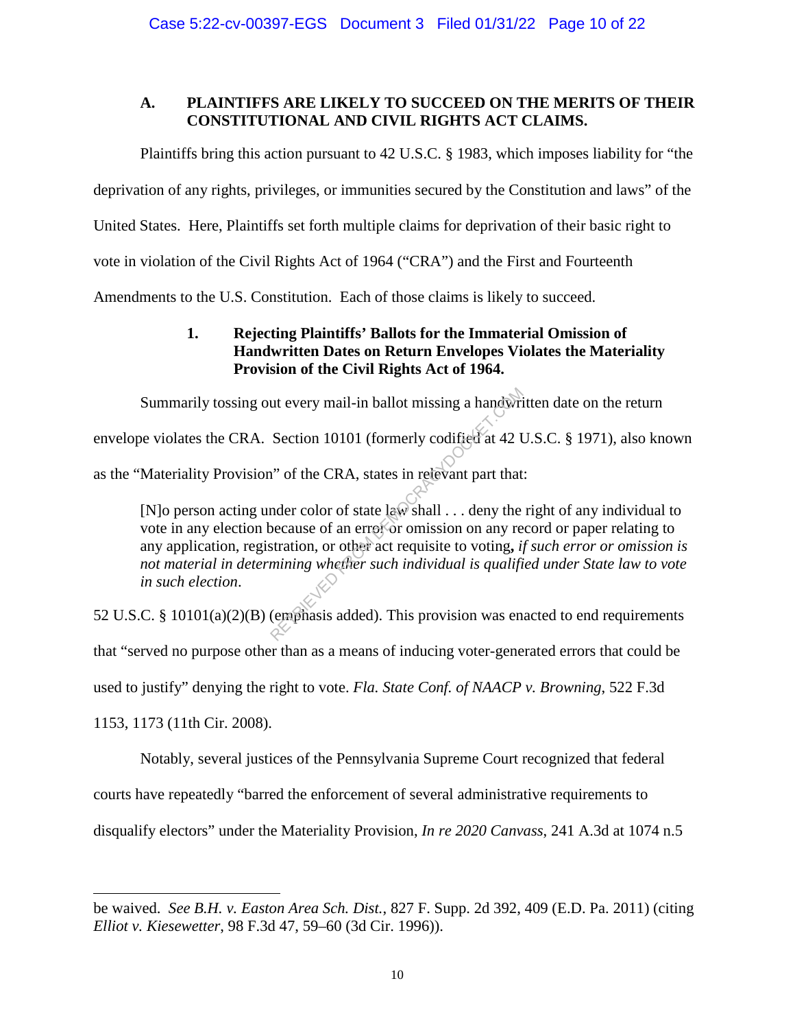### A. PLAINTIFFS ARE LIKELY TO SUCCEED ON THE MERITS OF THEIR CONSTITUTIONAL AND CIVIL RIGHTS ACT CLAIMS.

Plaintiffs bring this action pursuant to 42 U.S.C. § 1983, which imposes liability for "the deprivation of any rights, privileges, or immunities secured by the Constitution and laws" of the United States. Here, Plaintiffs set forth multiple claims for deprivation of their basic right to vote in violation of the Civil Rights Act of 1964 ("CRA") and the First and Fourteenth Amendments to the U.S. Constitution. Each of those claims is likely to succeed.

#### 1. Rejecting Plaintiffs' Ballots for the Immaterial Omission of Handwritten Dates on Return Envelopes Violates the Materiality Provision of the Civil Rights Act of 1964.

Summarily tossing out every mail-in ballot missing a handwritten date on the return envelope violates the CRA. Section 10101 (formerly codified at 42 U.S.C. § 1971), also known as the "Materiality Provision" of the CRA, states in relevant part that:

> [N]o person acting under color of state law shall . . . deny the right of any individual to vote in any election because of an error or omission on any record or paper relating to any application, registration, or other act requisite to voting**,** *if such error or omission is not material in determining whether such individual is qualified under State law to vote in such election*.

52 U.S.C. § 10101(a)(2)(B) (emphasis added). This provision was enacted to end requirements that "served no purpose other than as a means of inducing voter-generated errors that could be used to justify" denying the right to vote. *Fla. State Conf. of NAACP v. Browning*, 522 F.3d 1153, 1173 (11th Cir. 2008).

Notably, several justices of the Pennsylvania Supreme Court recognized that federal courts have repeatedly "barred the enforcement of several administrative requirements to disqualify electors" under the Materiality Provision, *In re 2020 Canvass*, 241 A.3d at 1074 n.5

---

be waived. *See B.H. v. Easton Area Sch. Dist.*, 827 F. Supp. 2d 392, 409 (E.D. Pa. 2011) (citing *Elliot v. Kiesewetter*, 98 F.3d 47, 59–60 (3d Cir. 1996)).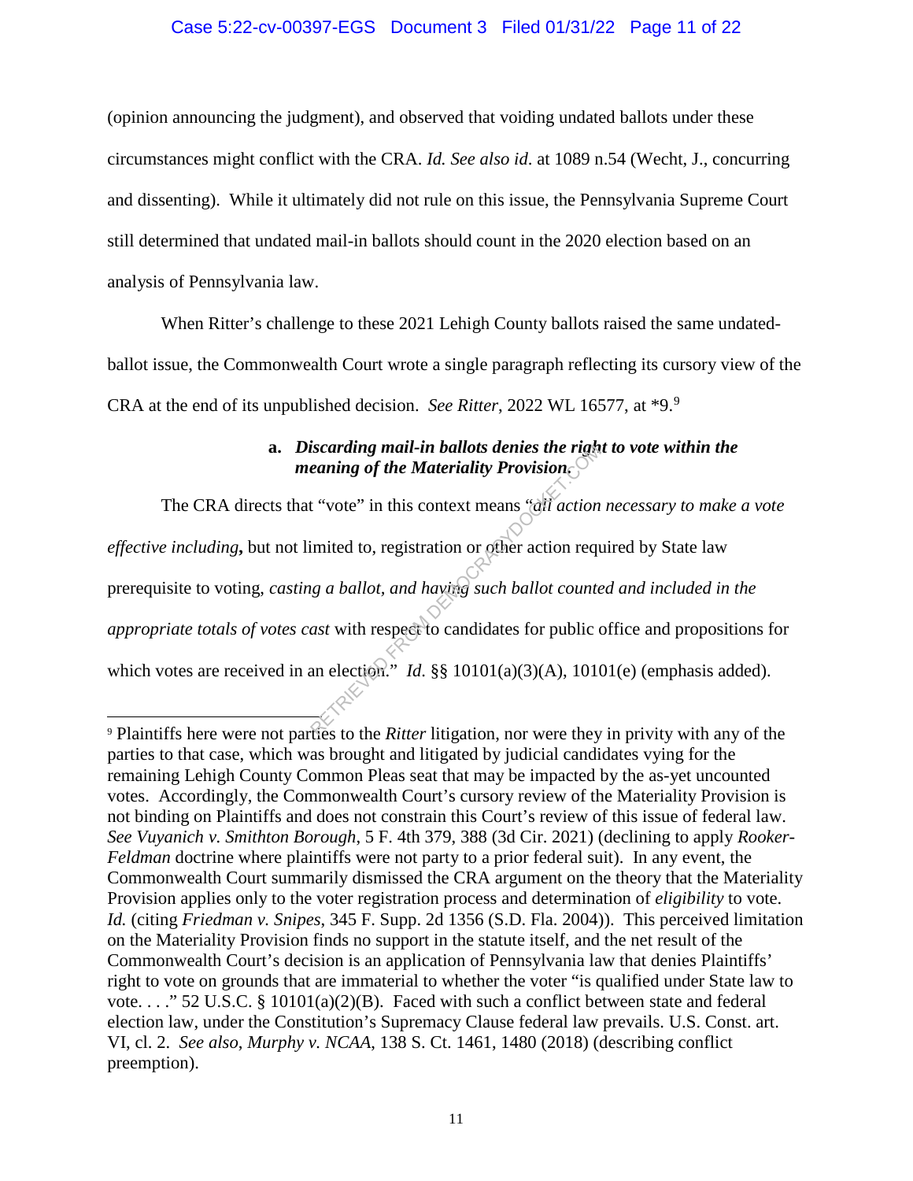(opinion announcing the judgment), and observed that voiding undated ballots under these circumstances might conflict with the CRA. *Id. See also id.* at 1089 n.54 (Wecht, J., concurring and dissenting). While it ultimately did not rule on this issue, the Pennsylvania Supreme Court still determined that undated mail-in ballots should count in the 2020 election based on an analysis of Pennsylvania law.

When Ritter's challenge to these 2021 Lehigh County ballots raised the same undated-ballot issue, the Commonwealth Court wrote a single paragraph reflecting its cursory view of the CRA at the end of its unpublished decision. *See Ritter*, 2022 WL 16577, at \*9.[9]

**a. *Discarding mail-in ballots denies the right to vote within the meaning of the Materiality Provision.***

The CRA directs that "vote" in this context means "*all action necessary to make a vote effective including***,** but not limited to, registration or other action required by State law prerequisite to voting, *casting a ballot, and having such ballot counted and included in the appropriate totals of votes cast* with respect to candidates for public office and propositions for which votes are received in an election." *Id.* §§ 10101(a)(3)(A), 10101(e) (emphasis added).

[9] Plaintiffs here were not parties to the *Ritter* litigation, nor were they in privity with any of the parties to that case, which was brought and litigated by judicial candidates vying for the remaining Lehigh County Common Pleas seat that may be impacted by the as-yet uncounted votes. Accordingly, the Commonwealth Court's cursory review of the Materiality Provision is not binding on Plaintiffs and does not constrain this Court's review of this issue of federal law. *See Vuyanich v. Smithton Borough*, 5 F. 4th 379, 388 (3d Cir. 2021) (declining to apply *Rooker-Feldman* doctrine where plaintiffs were not party to a prior federal suit). In any event, the Commonwealth Court summarily dismissed the CRA argument on the theory that the Materiality Provision applies only to the voter registration process and determination of *eligibility* to vote. *Id.* (citing *Friedman v. Snipes*, 345 F. Supp. 2d 1356 (S.D. Fla. 2004)). This perceived limitation on the Materiality Provision finds no support in the statute itself, and the net result of the Commonwealth Court's decision is an application of Pennsylvania law that denies Plaintiffs' right to vote on grounds that are immaterial to whether the voter "is qualified under State law to vote. . . ." 52 U.S.C. § 10101(a)(2)(B). Faced with such a conflict between state and federal election law, under the Constitution's Supremacy Clause federal law prevails. U.S. Const. art. VI, cl. 2. *See also*, *Murphy v. NCAA*, 138 S. Ct. 1461, 1480 (2018) (describing conflict preemption).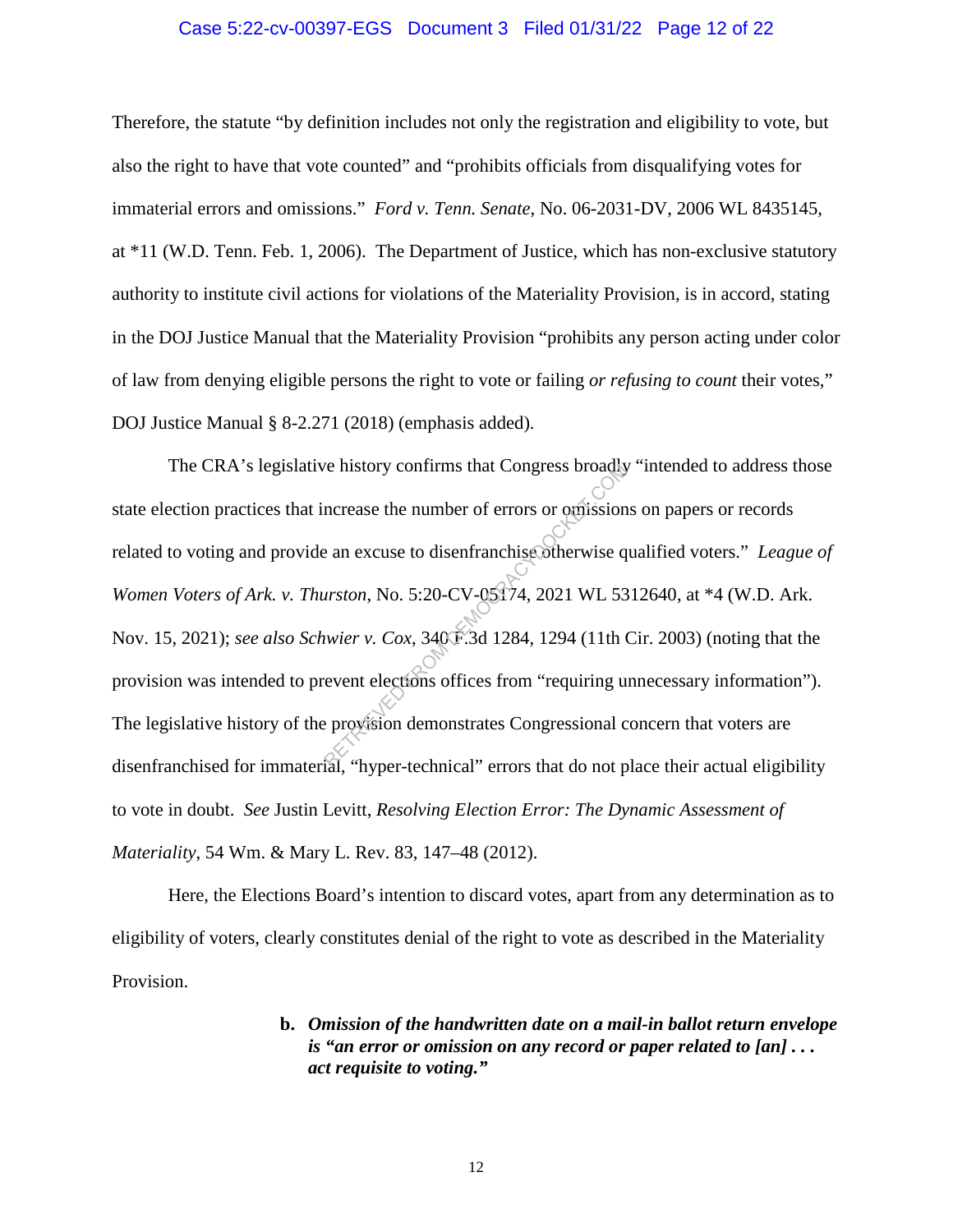Therefore, the statute "by definition includes not only the registration and eligibility to vote, but also the right to have that vote counted" and "prohibits officials from disqualifying votes for immaterial errors and omissions." *Ford v. Tenn. Senate*, No. 06-2031-DV, 2006 WL 8435145, at *11 (W.D. Tenn. Feb. 1, 2006). The Department of Justice, which has non-exclusive statutory authority to institute civil actions for violations of the Materiality Provision, is in accord, stating in the DOJ Justice Manual that the Materiality Provision "prohibits any person acting under color of law from denying eligible persons the right to vote or failing *or refusing to count* their votes," DOJ Justice Manual § 8-2.271 (2018) (emphasis added).

The CRA's legislative history confirms that Congress broadly "intended to address those state election practices that increase the number of errors or omissions on papers or records related to voting and provide an excuse to disenfranchise otherwise qualified voters." *League of Women Voters of Ark. v. Thurston*, No. 5:20-CV-05174, 2021 WL 5312640, at *4 (W.D. Ark. Nov. 15, 2021); *see also Schwier v. Cox*, 340 F.3d 1284, 1294 (11th Cir. 2003) (noting that the provision was intended to prevent elections offices from "requiring unnecessary information"). The legislative history of the provision demonstrates Congressional concern that voters are disenfranchised for immaterial, "hyper-technical" errors that do not place their actual eligibility to vote in doubt. *See* Justin Levitt, *Resolving Election Error: The Dynamic Assessment of Materiality*, 54 Wm. & Mary L. Rev. 83, 147–48 (2012).

Here, the Elections Board's intention to discard votes, apart from any determination as to eligibility of voters, clearly constitutes denial of the right to vote as described in the Materiality Provision.

**b. *Omission of the handwritten date on a mail-in ballot return envelope is "an error or omission on any record or paper related to [an] . . . act requisite to voting."***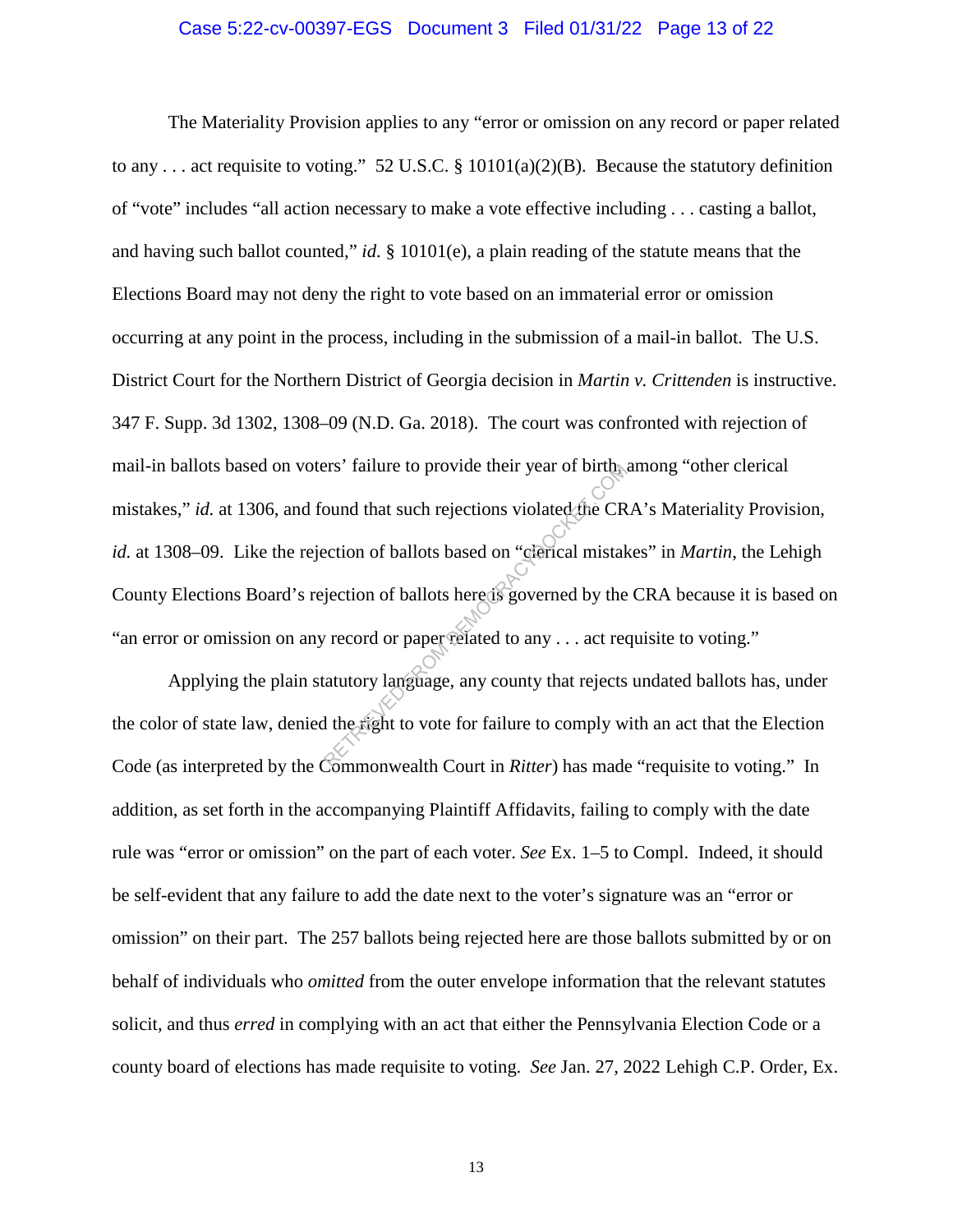The Materiality Provision applies to any "error or omission on any record or paper related to any . . . act requisite to voting." 52 U.S.C. § 10101(a)(2)(B). Because the statutory definition of "vote" includes "all action necessary to make a vote effective including . . . casting a ballot, and having such ballot counted," *id.* § 10101(e), a plain reading of the statute means that the Elections Board may not deny the right to vote based on an immaterial error or omission occurring at any point in the process, including in the submission of a mail-in ballot. The U.S. District Court for the Northern District of Georgia decision in *Martin v. Crittenden* is instructive. 347 F. Supp. 3d 1302, 1308–09 (N.D. Ga. 2018). The court was confronted with rejection of mail-in ballots based on voters' failure to provide their year of birth, among "other clerical mistakes," *id.* at 1306, and found that such rejections violated the CRA's Materiality Provision, *id.* at 1308–09. Like the rejection of ballots based on "clerical mistakes" in *Martin*, the Lehigh County Elections Board's rejection of ballots here is governed by the CRA because it is based on "an error or omission on any record or paper related to any . . . act requisite to voting."

Applying the plain statutory language, any county that rejects undated ballots has, under the color of state law, denied the right to vote for failure to comply with an act that the Election Code (as interpreted by the Commonwealth Court in *Ritter*) has made "requisite to voting." In addition, as set forth in the accompanying Plaintiff Affidavits, failing to comply with the date rule was "error or omission" on the part of each voter. *See* Ex. 1–5 to Compl. Indeed, it should be self-evident that any failure to add the date next to the voter's signature was an "error or omission" on their part. The 257 ballots being rejected here are those ballots submitted by or on behalf of individuals who *omitted* from the outer envelope information that the relevant statutes solicit, and thus *erred* in complying with an act that either the Pennsylvania Election Code or a county board of elections has made requisite to voting. *See* Jan. 27, 2022 Lehigh C.P. Order, Ex.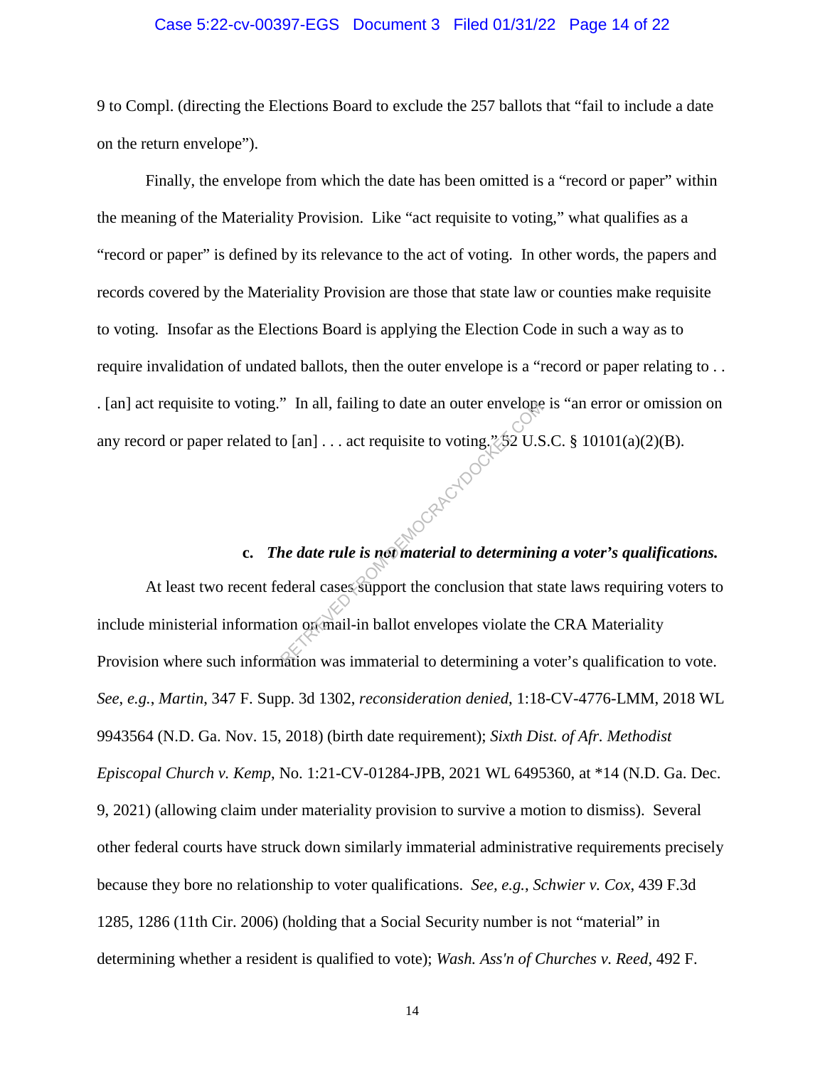9 to Compl. (directing the Elections Board to exclude the 257 ballots that "fail to include a date on the return envelope").

Finally, the envelope from which the date has been omitted is a "record or paper" within the meaning of the Materiality Provision. Like "act requisite to voting," what qualifies as a "record or paper" is defined by its relevance to the act of voting. In other words, the papers and records covered by the Materiality Provision are those that state law or counties make requisite to voting. Insofar as the Elections Board is applying the Election Code in such a way as to require invalidation of undated ballots, then the outer envelope is a "record or paper relating to . . . [an] act requisite to voting." In all, failing to date an outer envelope is "an error or omission on any record or paper related to [an] . . . act requisite to voting." 52 U.S.C. § 10101(a)(2)(B).

**c. *The date rule is not material to determining a voter's qualifications.***

At least two recent federal cases support the conclusion that state laws requiring voters to include ministerial information on mail-in ballot envelopes violate the CRA Materiality Provision where such information was immaterial to determining a voter's qualification to vote. *See*, *e.g.*, *Martin*, 347 F. Supp. 3d 1302, *reconsideration denied*, 1:18-CV-4776-LMM, 2018 WL 9943564 (N.D. Ga. Nov. 15, 2018) (birth date requirement); *Sixth Dist. of Afr. Methodist Episcopal Church v. Kemp*, No. 1:21-CV-01284-JPB, 2021 WL 6495360, at \*14 (N.D. Ga. Dec. 9, 2021) (allowing claim under materiality provision to survive a motion to dismiss). Several other federal courts have struck down similarly immaterial administrative requirements precisely because they bore no relationship to voter qualifications. *See, e.g.*, *Schwier v. Cox*, 439 F.3d 1285, 1286 (11th Cir. 2006) (holding that a Social Security number is not "material" in determining whether a resident is qualified to vote); *Wash. Ass'n of Churches v. Reed*, 492 F.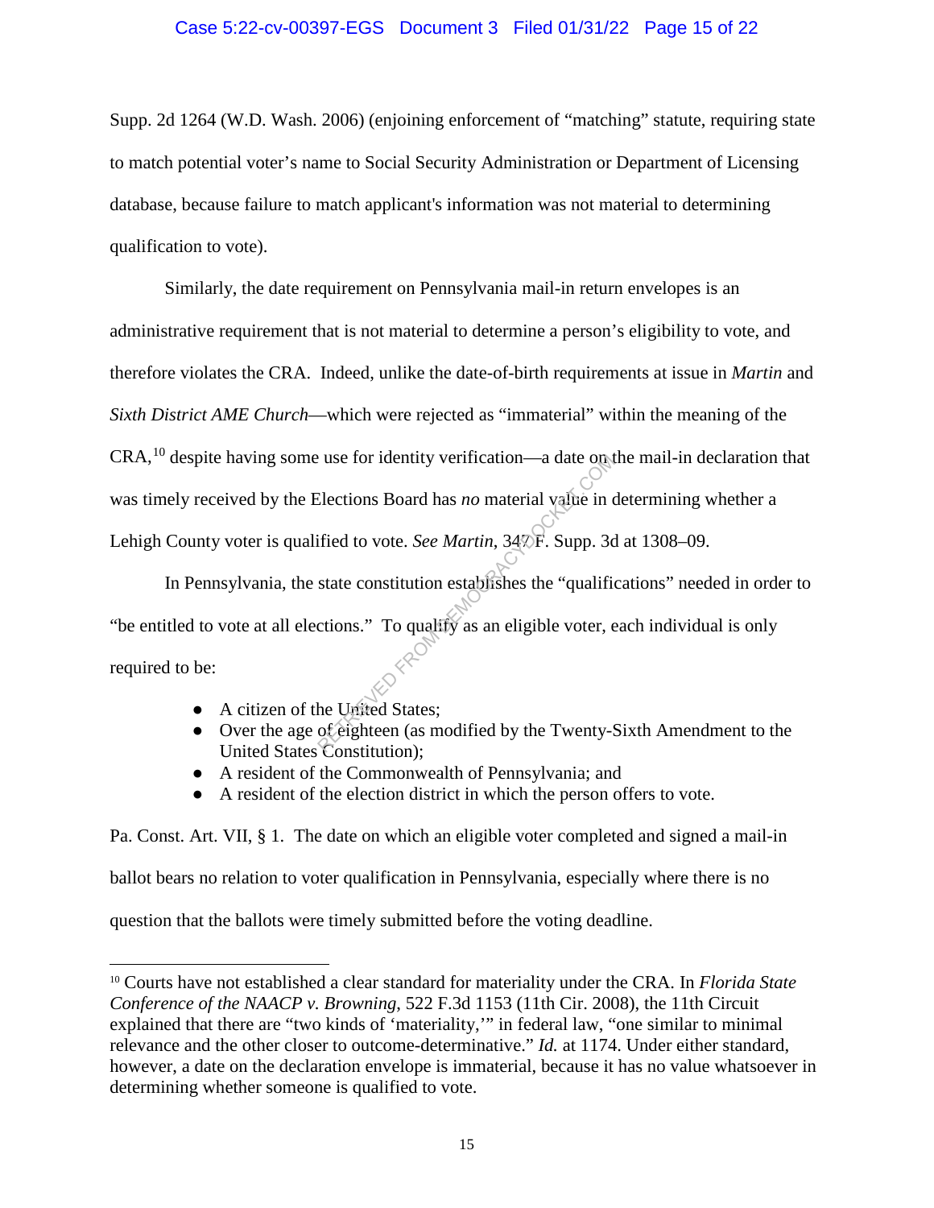Supp. 2d 1264 (W.D. Wash. 2006) (enjoining enforcement of "matching" statute, requiring state to match potential voter's name to Social Security Administration or Department of Licensing database, because failure to match applicant's information was not material to determining qualification to vote).

Similarly, the date requirement on Pennsylvania mail-in return envelopes is an administrative requirement that is not material to determine a person's eligibility to vote, and therefore violates the CRA. Indeed, unlike the date-of-birth requirements at issue in *Martin* and *Sixth District AME Church*—which were rejected as "immaterial" within the meaning of the CRA,[10] despite having some use for identity verification—a date on the mail-in declaration that was timely received by the Elections Board has *no* material value in determining whether a Lehigh County voter is qualified to vote. *See Martin*, 347 F. Supp. 3d at 1308–09.

In Pennsylvania, the state constitution establishes the "qualifications" needed in order to "be entitled to vote at all elections." To qualify as an eligible voter, each individual is only required to be:

- A citizen of the United States;
- Over the age of eighteen (as modified by the Twenty-Sixth Amendment to the United States Constitution);
- A resident of the Commonwealth of Pennsylvania; and
- A resident of the election district in which the person offers to vote.

Pa. Const. Art. VII, § 1. The date on which an eligible voter completed and signed a mail-in ballot bears no relation to voter qualification in Pennsylvania, especially where there is no question that the ballots were timely submitted before the voting deadline.

---

[10] Courts have not established a clear standard for materiality under the CRA. In *Florida State Conference of the NAACP v. Browning*, 522 F.3d 1153 (11th Cir. 2008), the 11th Circuit explained that there are "two kinds of 'materiality,'" in federal law, "one similar to minimal relevance and the other closer to outcome-determinative." *Id.* at 1174. Under either standard, however, a date on the declaration envelope is immaterial, because it has no value whatsoever in determining whether someone is qualified to vote.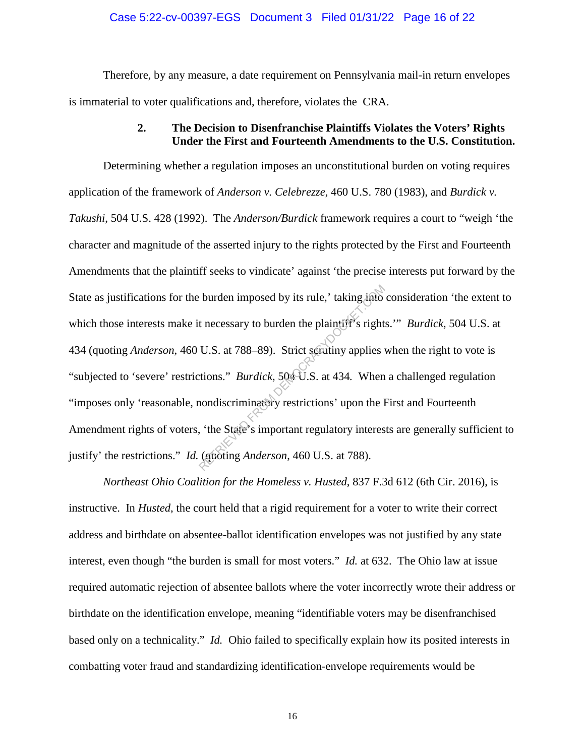Therefore, by any measure, a date requirement on Pennsylvania mail-in return envelopes is immaterial to voter qualifications and, therefore, violates the CRA.

### 2. The Decision to Disenfranchise Plaintiffs Violates the Voters' Rights Under the First and Fourteenth Amendments to the U.S. Constitution.

Determining whether a regulation imposes an unconstitutional burden on voting requires application of the framework of *Anderson v. Celebrezze*, 460 U.S. 780 (1983), and *Burdick v. Takushi*, 504 U.S. 428 (1992). The *Anderson/Burdick* framework requires a court to "weigh 'the character and magnitude of the asserted injury to the rights protected by the First and Fourteenth Amendments that the plaintiff seeks to vindicate' against 'the precise interests put forward by the State as justifications for the burden imposed by its rule,' taking into consideration 'the extent to which those interests make it necessary to burden the plaintiff's rights.'" *Burdick*, 504 U.S. at 434 (quoting *Anderson*, 460 U.S. at 788–89). Strict scrutiny applies when the right to vote is "subjected to 'severe' restrictions." *Burdick*, 504 U.S. at 434. When a challenged regulation "imposes only 'reasonable, nondiscriminatory restrictions' upon the First and Fourteenth Amendment rights of voters, 'the State's important regulatory interests are generally sufficient to justify' the restrictions." *Id.* (quoting *Anderson*, 460 U.S. at 788).

*Northeast Ohio Coalition for the Homeless v. Husted*, 837 F.3d 612 (6th Cir. 2016), is instructive. In *Husted*, the court held that a rigid requirement for a voter to write their correct address and birthdate on absentee-ballot identification envelopes was not justified by any state interest, even though "the burden is small for most voters." *Id.* at 632. The Ohio law at issue required automatic rejection of absentee ballots where the voter incorrectly wrote their address or birthdate on the identification envelope, meaning "identifiable voters may be disenfranchised based only on a technicality." *Id.* Ohio failed to specifically explain how its posited interests in combatting voter fraud and standardizing identification-envelope requirements would be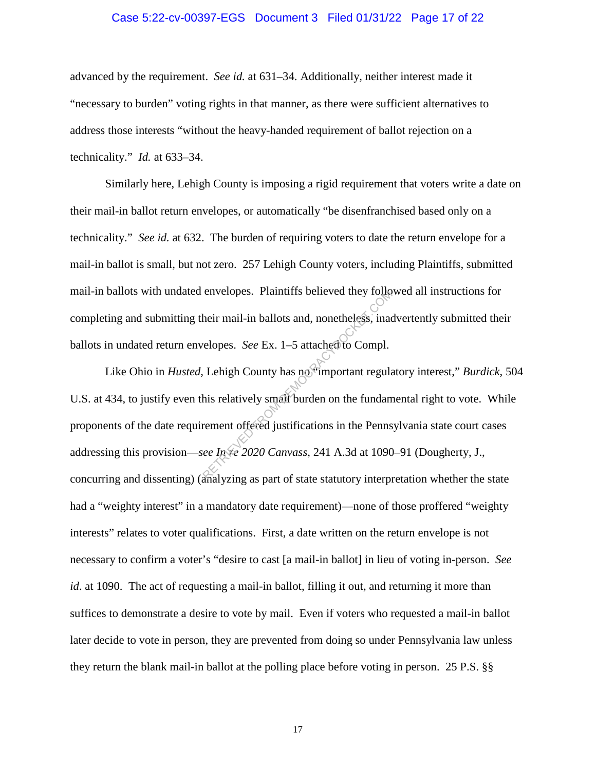advanced by the requirement. *See id.* at 631–34. Additionally, neither interest made it "necessary to burden" voting rights in that manner, as there were sufficient alternatives to address those interests "without the heavy-handed requirement of ballot rejection on a technicality." *Id.* at 633–34.

Similarly here, Lehigh County is imposing a rigid requirement that voters write a date on their mail-in ballot return envelopes, or automatically "be disenfranchised based only on a technicality." *See id.* at 632. The burden of requiring voters to date the return envelope for a mail-in ballot is small, but not zero. 257 Lehigh County voters, including Plaintiffs, submitted mail-in ballots with undated envelopes. Plaintiffs believed they followed all instructions for completing and submitting their mail-in ballots and, nonetheless, inadvertently submitted their ballots in undated return envelopes. *See* Ex. 1–5 attached to Compl.

Like Ohio in *Husted*, Lehigh County has no "important regulatory interest," *Burdick*, 504 U.S. at 434, to justify even this relatively small burden on the fundamental right to vote. While proponents of the date requirement offered justifications in the Pennsylvania state court cases addressing this provision—*see In re 2020 Canvass*, 241 A.3d at 1090–91 (Dougherty, J., concurring and dissenting) (analyzing as part of state statutory interpretation whether the state had a "weighty interest" in a mandatory date requirement)—none of those proffered "weighty interests" relates to voter qualifications. First, a date written on the return envelope is not necessary to confirm a voter's "desire to cast [a mail-in ballot] in lieu of voting in-person. *See id*. at 1090. The act of requesting a mail-in ballot, filling it out, and returning it more than suffices to demonstrate a desire to vote by mail. Even if voters who requested a mail-in ballot later decide to vote in person, they are prevented from doing so under Pennsylvania law unless they return the blank mail-in ballot at the polling place before voting in person. 25 P.S. §§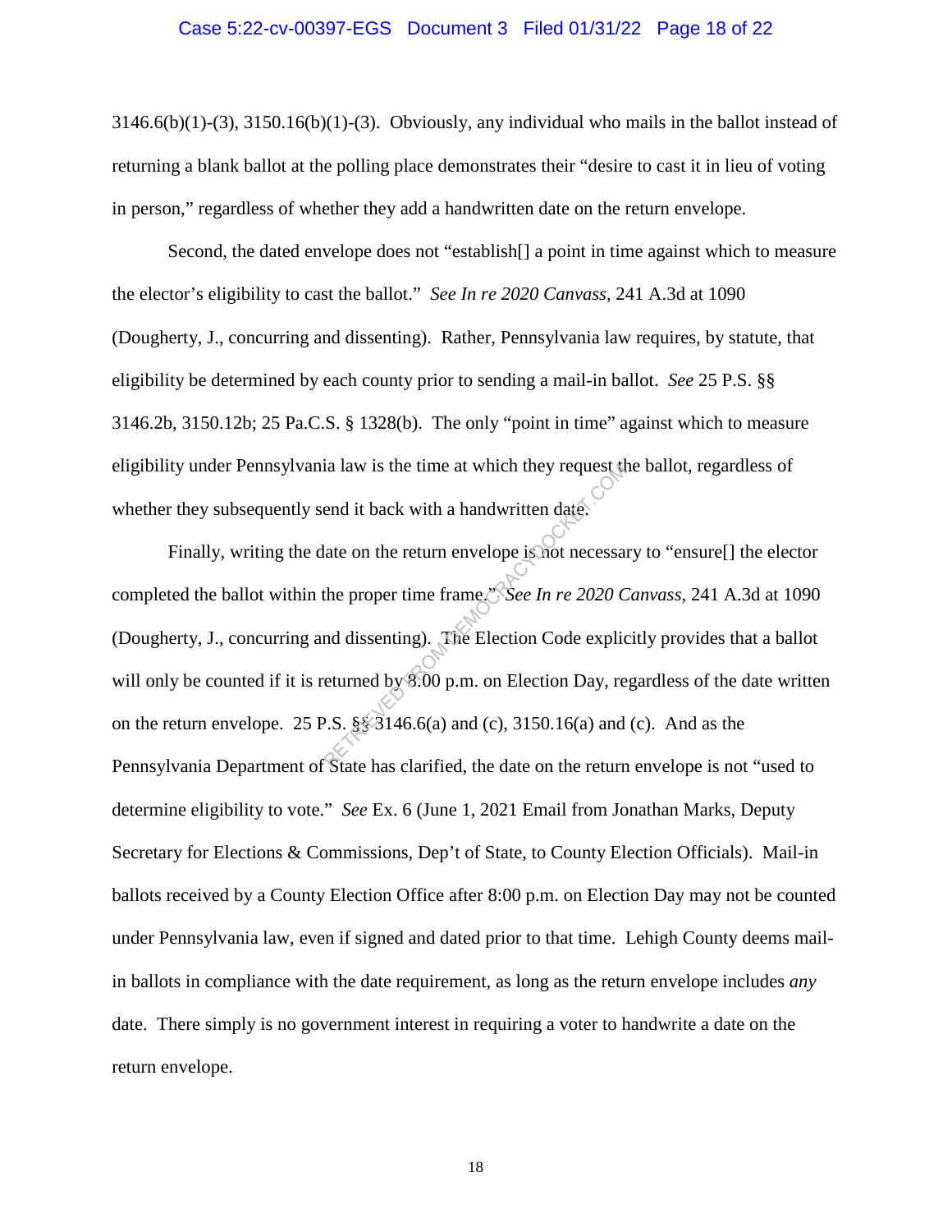3146.6(b)(1)-(3), 3150.16(b)(1)-(3). Obviously, any individual who mails in the ballot instead of returning a blank ballot at the polling place demonstrates their "desire to cast it in lieu of voting in person," regardless of whether they add a handwritten date on the return envelope.

Second, the dated envelope does not "establish[] a point in time against which to measure the elector's eligibility to cast the ballot." *See In re 2020 Canvass*, 241 A.3d at 1090 (Dougherty, J., concurring and dissenting). Rather, Pennsylvania law requires, by statute, that eligibility be determined by each county prior to sending a mail-in ballot. *See* 25 P.S. §§ 3146.2b, 3150.12b; 25 Pa.C.S. § 1328(b). The only "point in time" against which to measure eligibility under Pennsylvania law is the time at which they request the ballot, regardless of whether they subsequently send it back with a handwritten date.

Finally, writing the date on the return envelope is not necessary to "ensure[] the elector completed the ballot within the proper time frame." *See In re 2020 Canvass*, 241 A.3d at 1090 (Dougherty, J., concurring and dissenting). The Election Code explicitly provides that a ballot will only be counted if it is returned by 8:00 p.m. on Election Day, regardless of the date written on the return envelope. 25 P.S. §§ 3146.6(a) and (c), 3150.16(a) and (c). And as the Pennsylvania Department of State has clarified, the date on the return envelope is not "used to determine eligibility to vote." *See* Ex. 6 (June 1, 2021 Email from Jonathan Marks, Deputy Secretary for Elections & Commissions, Dep't of State, to County Election Officials). Mail-in ballots received by a County Election Office after 8:00 p.m. on Election Day may not be counted under Pennsylvania law, even if signed and dated prior to that time. Lehigh County deems mail-in ballots in compliance with the date requirement, as long as the return envelope includes *any* date. There simply is no government interest in requiring a voter to handwrite a date on the return envelope.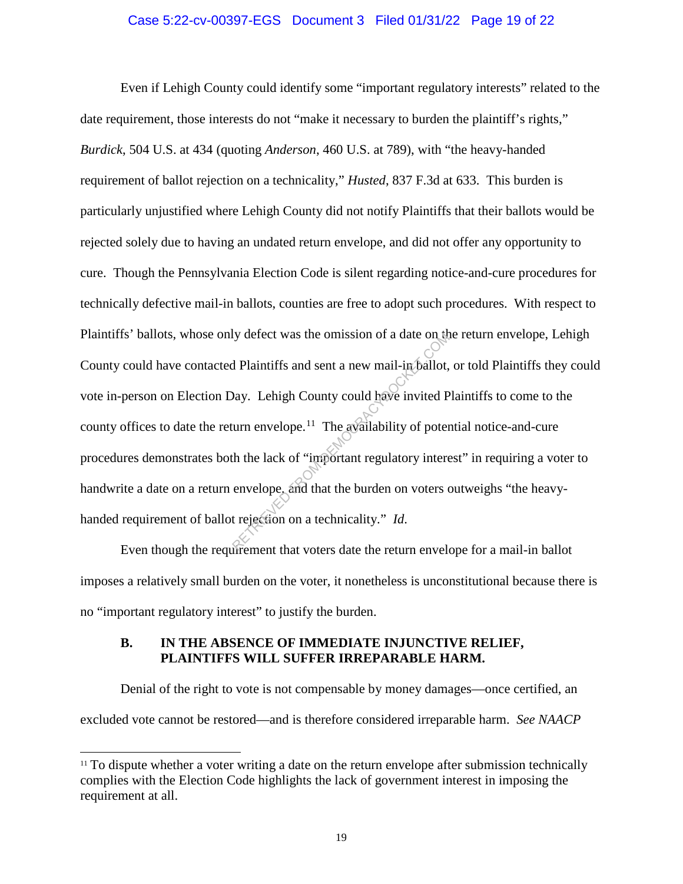Even if Lehigh County could identify some "important regulatory interests" related to the date requirement, those interests do not "make it necessary to burden the plaintiff's rights," *Burdick*, 504 U.S. at 434 (quoting *Anderson*, 460 U.S. at 789), with "the heavy-handed requirement of ballot rejection on a technicality," *Husted*, 837 F.3d at 633. This burden is particularly unjustified where Lehigh County did not notify Plaintiffs that their ballots would be rejected solely due to having an undated return envelope, and did not offer any opportunity to cure. Though the Pennsylvania Election Code is silent regarding notice-and-cure procedures for technically defective mail-in ballots, counties are free to adopt such procedures. With respect to Plaintiffs' ballots, whose only defect was the omission of a date on the return envelope, Lehigh County could have contacted Plaintiffs and sent a new mail-in ballot, or told Plaintiffs they could vote in-person on Election Day. Lehigh County could have invited Plaintiffs to come to the county offices to date the return envelope.[11] The availability of potential notice-and-cure procedures demonstrates both the lack of "important regulatory interest" in requiring a voter to handwrite a date on a return envelope, and that the burden on voters outweighs "the heavy-handed requirement of ballot rejection on a technicality." *Id.*

Even though the requirement that voters date the return envelope for a mail-in ballot imposes a relatively small burden on the voter, it nonetheless is unconstitutional because there is no "important regulatory interest" to justify the burden.

### B. IN THE ABSENCE OF IMMEDIATE INJUNCTIVE RELIEF, PLAINTIFFS WILL SUFFER IRREPARABLE HARM.

Denial of the right to vote is not compensable by money damages—once certified, an excluded vote cannot be restored—and is therefore considered irreparable harm. *See NAACP*

---

[11] To dispute whether a voter writing a date on the return envelope after submission technically complies with the Election Code highlights the lack of government interest in imposing the requirement at all.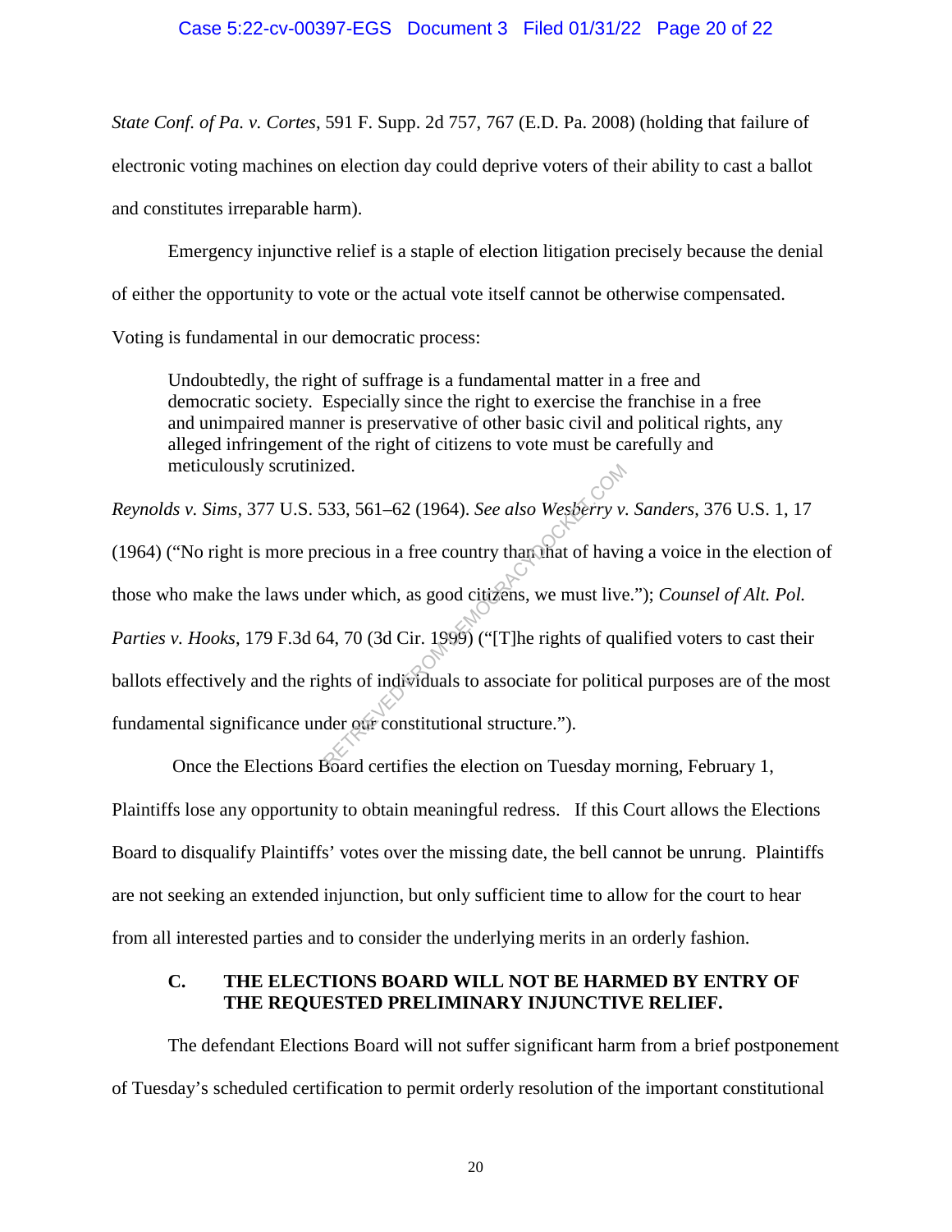*State Conf. of Pa. v. Cortes*, 591 F. Supp. 2d 757, 767 (E.D. Pa. 2008) (holding that failure of electronic voting machines on election day could deprive voters of their ability to cast a ballot and constitutes irreparable harm).

Emergency injunctive relief is a staple of election litigation precisely because the denial of either the opportunity to vote or the actual vote itself cannot be otherwise compensated. Voting is fundamental in our democratic process:

> Undoubtedly, the right of suffrage is a fundamental matter in a free and democratic society. Especially since the right to exercise the franchise in a free and unimpaired manner is preservative of other basic civil and political rights, any alleged infringement of the right of citizens to vote must be carefully and meticulously scrutinized.

*Reynolds v. Sims*, 377 U.S. 533, 561–62 (1964). *See also Wesberry v. Sanders*, 376 U.S. 1, 17 (1964) ("No right is more precious in a free country than that of having a voice in the election of those who make the laws under which, as good citizens, we must live."); *Counsel of Alt. Pol. Parties v. Hooks*, 179 F.3d 64, 70 (3d Cir. 1999) ("[T]he rights of qualified voters to cast their ballots effectively and the rights of individuals to associate for political purposes are of the most fundamental significance under our constitutional structure.").

Once the Elections Board certifies the election on Tuesday morning, February 1, Plaintiffs lose any opportunity to obtain meaningful redress. If this Court allows the Elections Board to disqualify Plaintiffs' votes over the missing date, the bell cannot be unrung. Plaintiffs are not seeking an extended injunction, but only sufficient time to allow for the court to hear from all interested parties and to consider the underlying merits in an orderly fashion.

### C. THE ELECTIONS BOARD WILL NOT BE HARMED BY ENTRY OF THE REQUESTED PRELIMINARY INJUNCTIVE RELIEF.

The defendant Elections Board will not suffer significant harm from a brief postponement of Tuesday's scheduled certification to permit orderly resolution of the important constitutional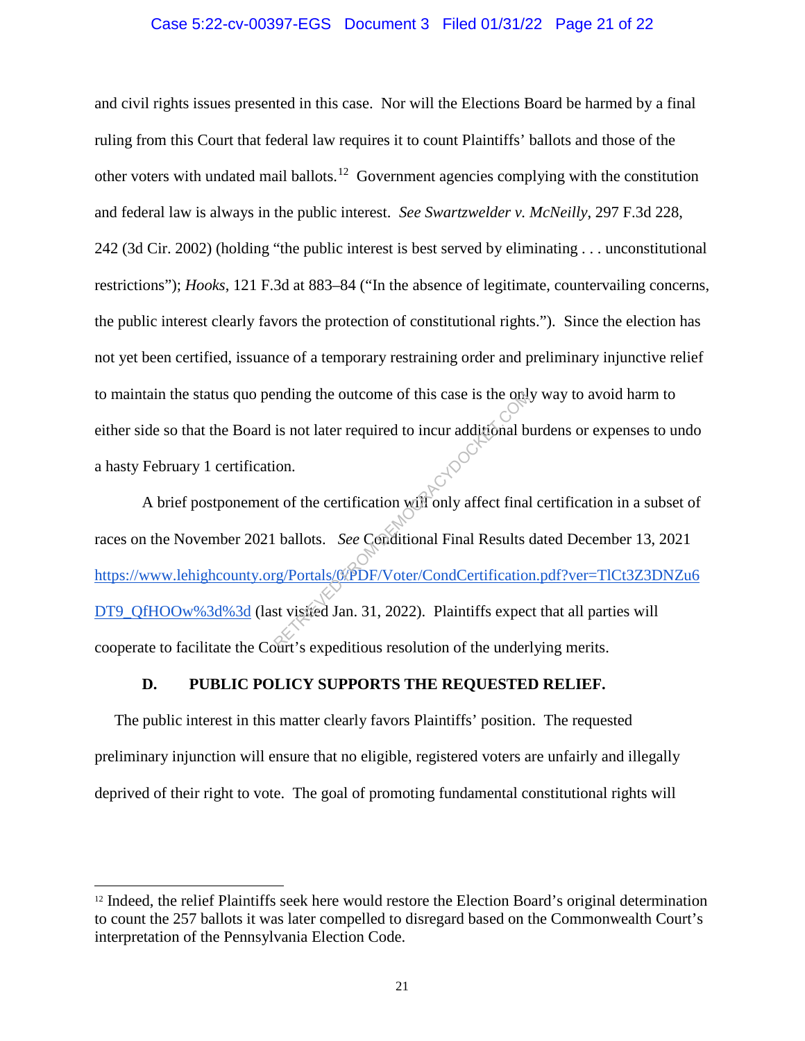and civil rights issues presented in this case. Nor will the Elections Board be harmed by a final ruling from this Court that federal law requires it to count Plaintiffs' ballots and those of the other voters with undated mail ballots.[12] Government agencies complying with the constitution and federal law is always in the public interest. *See Swartzwelder v. McNeilly*, 297 F.3d 228, 242 (3d Cir. 2002) (holding "the public interest is best served by eliminating . . . unconstitutional restrictions"); *Hooks*, 121 F.3d at 883–84 ("In the absence of legitimate, countervailing concerns, the public interest clearly favors the protection of constitutional rights."). Since the election has not yet been certified, issuance of a temporary restraining order and preliminary injunctive relief to maintain the status quo pending the outcome of this case is the only way to avoid harm to either side so that the Board is not later required to incur additional burdens or expenses to undo a hasty February 1 certification.

A brief postponement of the certification will only affect final certification in a subset of races on the November 2021 ballots. *See* Conditional Final Results dated December 13, 2021 [https://www.lehighcounty.org/Portals/0/PDF/Voter/CondCertification.pdf?ver=TlCt3Z3DNZu6DT9_QfHOOw%3d%3d](https://www.lehighcounty.org/Portals/0/PDF/Voter/CondCertification.pdf?ver=TlCt3Z3DNZu6DT9_QfHOOw%3d%3d) (last visited Jan. 31, 2022). Plaintiffs expect that all parties will cooperate to facilitate the Court's expeditious resolution of the underlying merits.

### D. PUBLIC POLICY SUPPORTS THE REQUESTED RELIEF.

The public interest in this matter clearly favors Plaintiffs' position. The requested preliminary injunction will ensure that no eligible, registered voters are unfairly and illegally deprived of their right to vote. The goal of promoting fundamental constitutional rights will

---

[12] Indeed, the relief Plaintiffs seek here would restore the Election Board's original determination to count the 257 ballots it was later compelled to disregard based on the Commonwealth Court's interpretation of the Pennsylvania Election Code.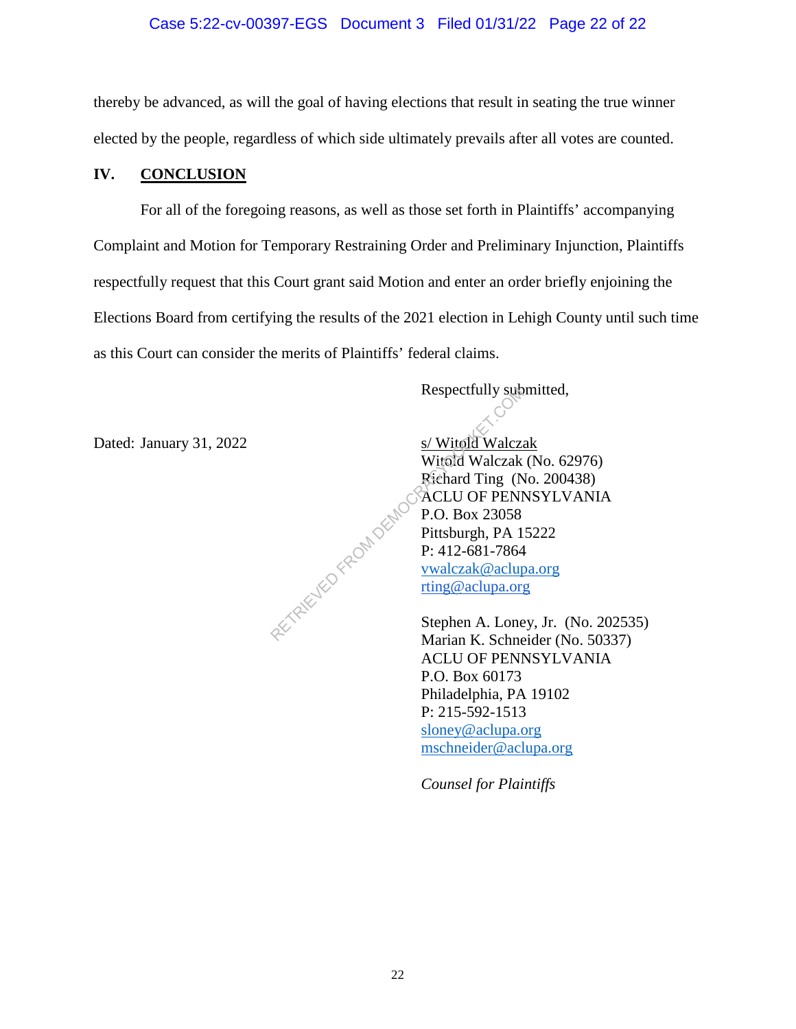thereby be advanced, as will the goal of having elections that result in seating the true winner elected by the people, regardless of which side ultimately prevails after all votes are counted.

## IV. CONCLUSION

For all of the foregoing reasons, as well as those set forth in Plaintiffs' accompanying Complaint and Motion for Temporary Restraining Order and Preliminary Injunction, Plaintiffs respectfully request that this Court grant said Motion and enter an order briefly enjoining the Elections Board from certifying the results of the 2021 election in Lehigh County until such time as this Court can consider the merits of Plaintiffs' federal claims.

Respectfully submitted,

Dated: January 31, 2022

s/ Witold Walczak
Witold Walczak (No. 62976)
Richard Ting (No. 200438)
ACLU OF PENNSYLVANIA
P.O. Box 23058
Pittsburgh, PA 15222
P: 412-681-7864
vwalczak@aclupa.org
rting@aclupa.org

Stephen A. Loney, Jr. (No. 202535)
Marian K. Schneider (No. 50337)
ACLU OF PENNSYLVANIA
P.O. Box 60173
Philadelphia, PA 19102
P: 215-592-1513
sloney@aclupa.org
mschneider@aclupa.org

*Counsel for Plaintiffs*